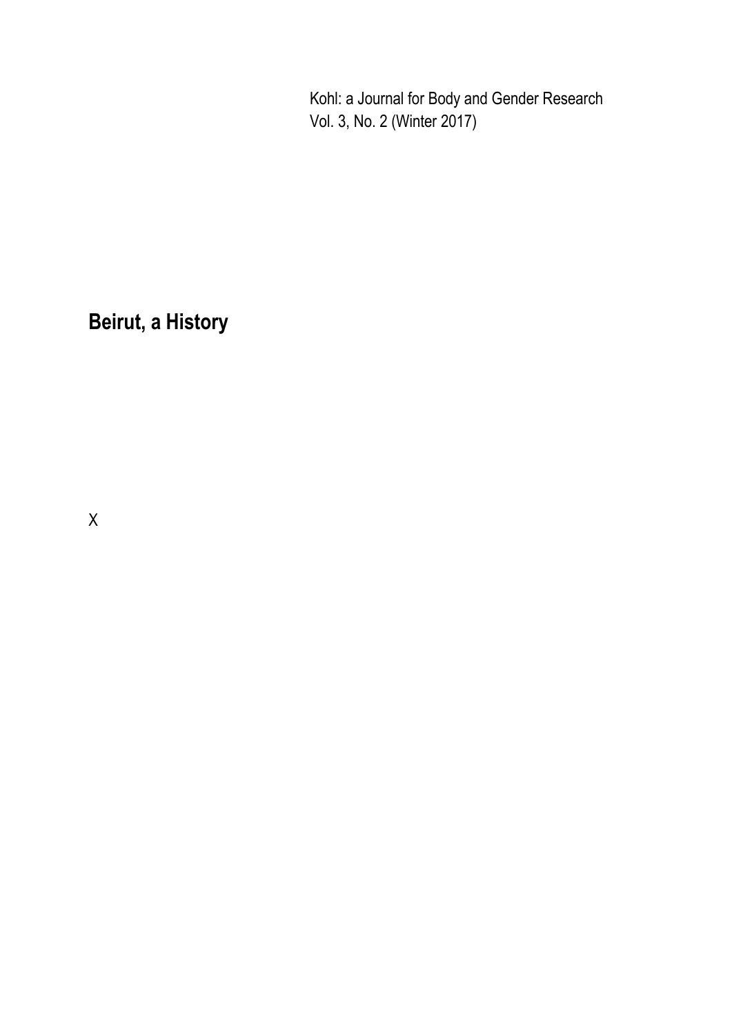Kohl: a Journal for Body and Gender Research
Vol. 3, No. 2 (Winter 2017)

# Beirut, a History

X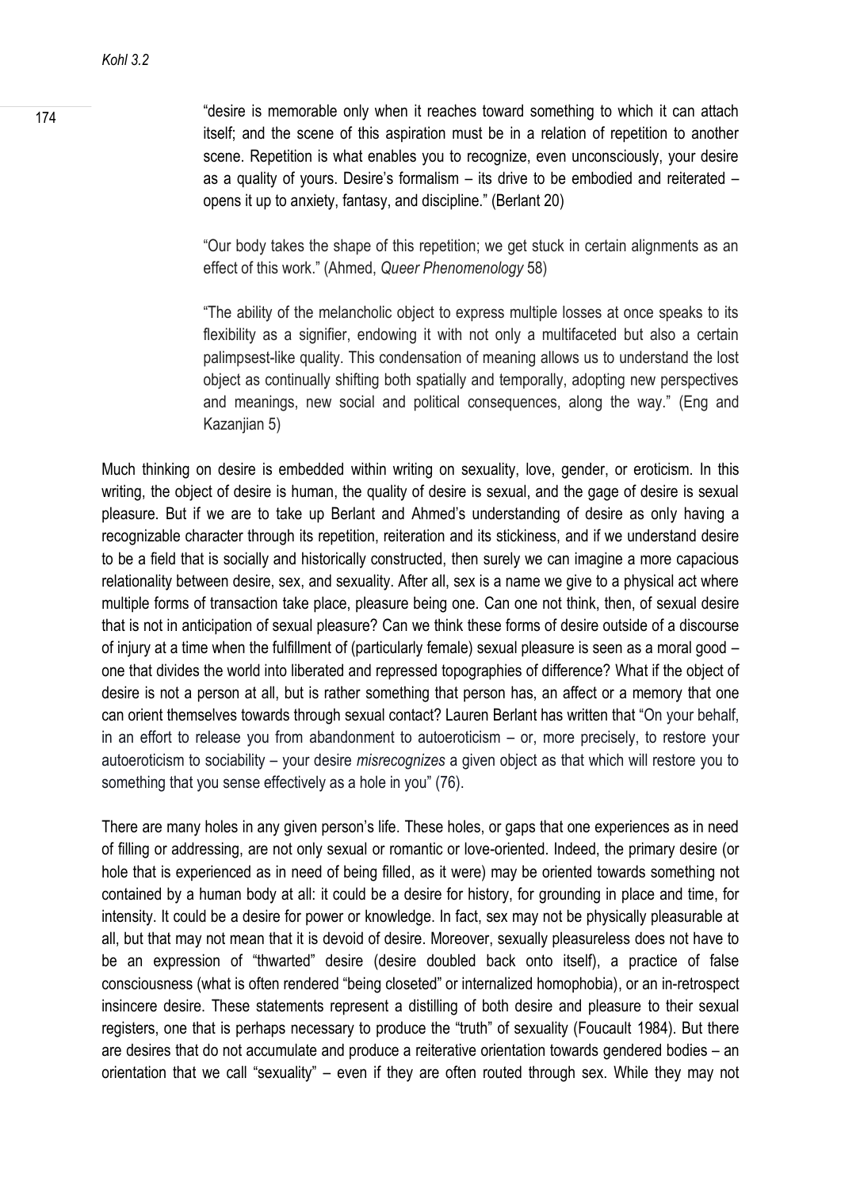> "desire is memorable only when it reaches toward something to which it can attach itself; and the scene of this aspiration must be in a relation of repetition to another scene. Repetition is what enables you to recognize, even unconsciously, your desire as a quality of yours. Desire's formalism – its drive to be embodied and reiterated – opens it up to anxiety, fantasy, and discipline." (Berlant 20)

> "Our body takes the shape of this repetition; we get stuck in certain alignments as an effect of this work." (Ahmed, *Queer Phenomenology* 58)

> "The ability of the melancholic object to express multiple losses at once speaks to its flexibility as a signifier, endowing it with not only a multifaceted but also a certain palimpsest-like quality. This condensation of meaning allows us to understand the lost object as continually shifting both spatially and temporally, adopting new perspectives and meanings, new social and political consequences, along the way." (Eng and Kazanjian 5)

Much thinking on desire is embedded within writing on sexuality, love, gender, or eroticism. In this writing, the object of desire is human, the quality of desire is sexual, and the gage of desire is sexual pleasure. But if we are to take up Berlant and Ahmed's understanding of desire as only having a recognizable character through its repetition, reiteration and its stickiness, and if we understand desire to be a field that is socially and historically constructed, then surely we can imagine a more capacious relationality between desire, sex, and sexuality. After all, sex is a name we give to a physical act where multiple forms of transaction take place, pleasure being one. Can one not think, then, of sexual desire that is not in anticipation of sexual pleasure? Can we think these forms of desire outside of a discourse of injury at a time when the fulfillment of (particularly female) sexual pleasure is seen as a moral good – one that divides the world into liberated and repressed topographies of difference? What if the object of desire is not a person at all, but is rather something that person has, an affect or a memory that one can orient themselves towards through sexual contact? Lauren Berlant has written that "On your behalf, in an effort to release you from abandonment to autoeroticism – or, more precisely, to restore your autoeroticism to sociability – your desire *misrecognizes* a given object as that which will restore you to something that you sense effectively as a hole in you" (76).

There are many holes in any given person's life. These holes, or gaps that one experiences as in need of filling or addressing, are not only sexual or romantic or love-oriented. Indeed, the primary desire (or hole that is experienced as in need of being filled, as it were) may be oriented towards something not contained by a human body at all: it could be a desire for history, for grounding in place and time, for intensity. It could be a desire for power or knowledge. In fact, sex may not be physically pleasurable at all, but that may not mean that it is devoid of desire. Moreover, sexually pleasureless does not have to be an expression of "thwarted" desire (desire doubled back onto itself), a practice of false consciousness (what is often rendered "being closeted" or internalized homophobia), or an in-retrospect insincere desire. These statements represent a distilling of both desire and pleasure to their sexual registers, one that is perhaps necessary to produce the "truth" of sexuality (Foucault 1984). But there are desires that do not accumulate and produce a reiterative orientation towards gendered bodies – an orientation that we call "sexuality" – even if they are often routed through sex. While they may not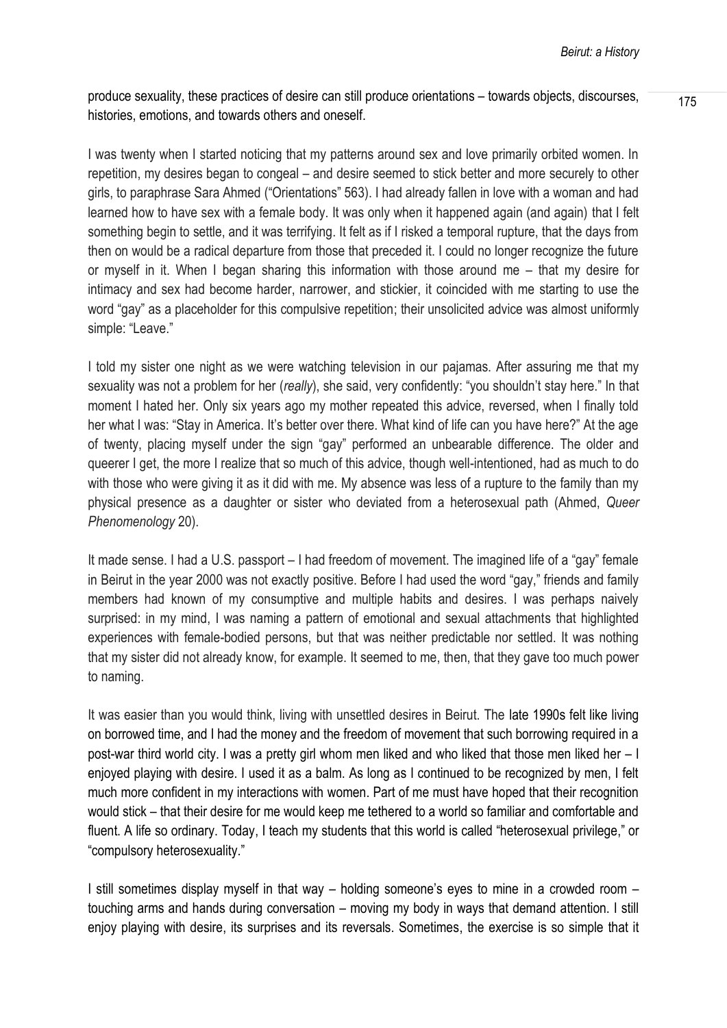produce sexuality, these practices of desire can still produce orientations – towards objects, discourses, histories, emotions, and towards others and oneself.

I was twenty when I started noticing that my patterns around sex and love primarily orbited women. In repetition, my desires began to congeal – and desire seemed to stick better and more securely to other girls, to paraphrase Sara Ahmed ("Orientations" 563). I had already fallen in love with a woman and had learned how to have sex with a female body. It was only when it happened again (and again) that I felt something begin to settle, and it was terrifying. It felt as if I risked a temporal rupture, that the days from then on would be a radical departure from those that preceded it. I could no longer recognize the future or myself in it. When I began sharing this information with those around me – that my desire for intimacy and sex had become harder, narrower, and stickier, it coincided with me starting to use the word "gay" as a placeholder for this compulsive repetition; their unsolicited advice was almost uniformly simple: "Leave."

I told my sister one night as we were watching television in our pajamas. After assuring me that my sexuality was not a problem for her (*really*), she said, very confidently: "you shouldn't stay here." In that moment I hated her. Only six years ago my mother repeated this advice, reversed, when I finally told her what I was: "Stay in America. It's better over there. What kind of life can you have here?" At the age of twenty, placing myself under the sign "gay" performed an unbearable difference. The older and queerer I get, the more I realize that so much of this advice, though well-intentioned, had as much to do with those who were giving it as it did with me. My absence was less of a rupture to the family than my physical presence as a daughter or sister who deviated from a heterosexual path (Ahmed, *Queer Phenomenology* 20).

It made sense. I had a U.S. passport – I had freedom of movement. The imagined life of a "gay" female in Beirut in the year 2000 was not exactly positive. Before I had used the word "gay," friends and family members had known of my consumptive and multiple habits and desires. I was perhaps naively surprised: in my mind, I was naming a pattern of emotional and sexual attachments that highlighted experiences with female-bodied persons, but that was neither predictable nor settled. It was nothing that my sister did not already know, for example. It seemed to me, then, that they gave too much power to naming.

It was easier than you would think, living with unsettled desires in Beirut. The late 1990s felt like living on borrowed time, and I had the money and the freedom of movement that such borrowing required in a post-war third world city. I was a pretty girl whom men liked and who liked that those men liked her – I enjoyed playing with desire. I used it as a balm. As long as I continued to be recognized by men, I felt much more confident in my interactions with women. Part of me must have hoped that their recognition would stick – that their desire for me would keep me tethered to a world so familiar and comfortable and fluent. A life so ordinary. Today, I teach my students that this world is called "heterosexual privilege," or "compulsory heterosexuality."

I still sometimes display myself in that way – holding someone's eyes to mine in a crowded room – touching arms and hands during conversation – moving my body in ways that demand attention. I still enjoy playing with desire, its surprises and its reversals. Sometimes, the exercise is so simple that it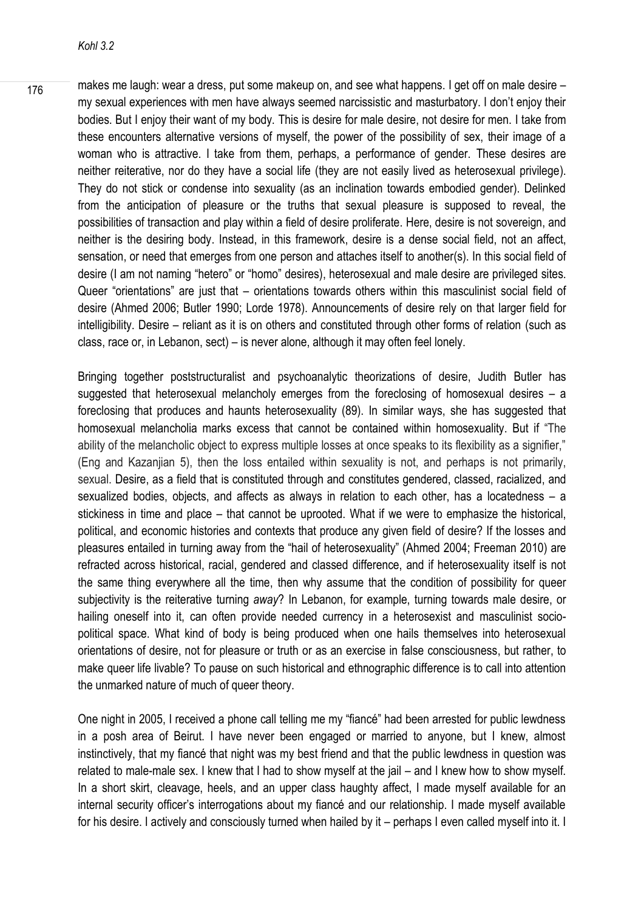makes me laugh: wear a dress, put some makeup on, and see what happens. I get off on male desire – my sexual experiences with men have always seemed narcissistic and masturbatory. I don't enjoy their bodies. But I enjoy their want of my body. This is desire for male desire, not desire for men. I take from these encounters alternative versions of myself, the power of the possibility of sex, their image of a woman who is attractive. I take from them, perhaps, a performance of gender. These desires are neither reiterative, nor do they have a social life (they are not easily lived as heterosexual privilege). They do not stick or condense into sexuality (as an inclination towards embodied gender). Delinked from the anticipation of pleasure or the truths that sexual pleasure is supposed to reveal, the possibilities of transaction and play within a field of desire proliferate. Here, desire is not sovereign, and neither is the desiring body. Instead, in this framework, desire is a dense social field, not an affect, sensation, or need that emerges from one person and attaches itself to another(s). In this social field of desire (I am not naming "hetero" or "homo" desires), heterosexual and male desire are privileged sites. Queer "orientations" are just that – orientations towards others within this masculinist social field of desire (Ahmed 2006; Butler 1990; Lorde 1978). Announcements of desire rely on that larger field for intelligibility. Desire – reliant as it is on others and constituted through other forms of relation (such as class, race or, in Lebanon, sect) – is never alone, although it may often feel lonely.

Bringing together poststructuralist and psychoanalytic theorizations of desire, Judith Butler has suggested that heterosexual melancholy emerges from the foreclosing of homosexual desires – a foreclosing that produces and haunts heterosexuality (89). In similar ways, she has suggested that homosexual melancholia marks excess that cannot be contained within homosexuality. But if "The ability of the melancholic object to express multiple losses at once speaks to its flexibility as a signifier," (Eng and Kazanjian 5), then the loss entailed within sexuality is not, and perhaps is not primarily, sexual. Desire, as a field that is constituted through and constitutes gendered, classed, racialized, and sexualized bodies, objects, and affects as always in relation to each other, has a locatedness – a stickiness in time and place – that cannot be uprooted. What if we were to emphasize the historical, political, and economic histories and contexts that produce any given field of desire? If the losses and pleasures entailed in turning away from the "hail of heterosexuality" (Ahmed 2004; Freeman 2010) are refracted across historical, racial, gendered and classed difference, and if heterosexuality itself is not the same thing everywhere all the time, then why assume that the condition of possibility for queer subjectivity is the reiterative turning *away*? In Lebanon, for example, turning towards male desire, or hailing oneself into it, can often provide needed currency in a heterosexist and masculinist socio-political space. What kind of body is being produced when one hails themselves into heterosexual orientations of desire, not for pleasure or truth or as an exercise in false consciousness, but rather, to make queer life livable? To pause on such historical and ethnographic difference is to call into attention the unmarked nature of much of queer theory.

One night in 2005, I received a phone call telling me my "fiancé" had been arrested for public lewdness in a posh area of Beirut. I have never been engaged or married to anyone, but I knew, almost instinctively, that my fiancé that night was my best friend and that the public lewdness in question was related to male-male sex. I knew that I had to show myself at the jail – and I knew how to show myself. In a short skirt, cleavage, heels, and an upper class haughty affect, I made myself available for an internal security officer's interrogations about my fiancé and our relationship. I made myself available for his desire. I actively and consciously turned when hailed by it – perhaps I even called myself into it. I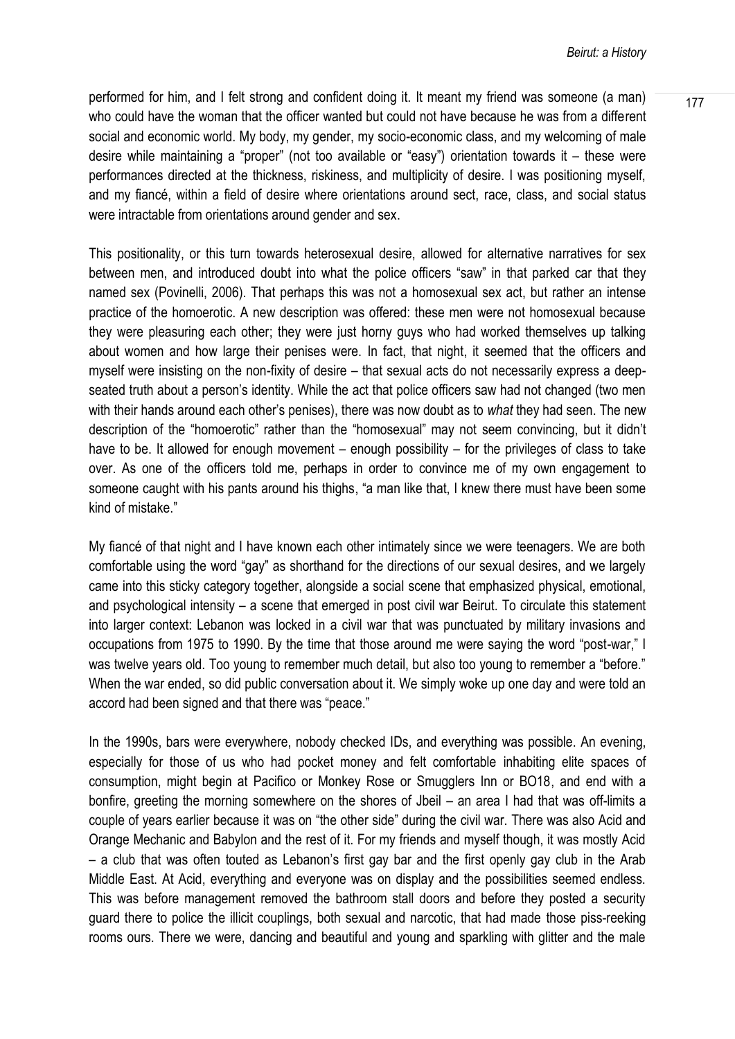performed for him, and I felt strong and confident doing it. It meant my friend was someone (a man) who could have the woman that the officer wanted but could not have because he was from a different social and economic world. My body, my gender, my socio-economic class, and my welcoming of male desire while maintaining a "proper" (not too available or "easy") orientation towards it – these were performances directed at the thickness, riskiness, and multiplicity of desire. I was positioning myself, and my fiancé, within a field of desire where orientations around sect, race, class, and social status were intractable from orientations around gender and sex.

This positionality, or this turn towards heterosexual desire, allowed for alternative narratives for sex between men, and introduced doubt into what the police officers "saw" in that parked car that they named sex (Povinelli, 2006). That perhaps this was not a homosexual sex act, but rather an intense practice of the homoerotic. A new description was offered: these men were not homosexual because they were pleasuring each other; they were just horny guys who had worked themselves up talking about women and how large their penises were. In fact, that night, it seemed that the officers and myself were insisting on the non-fixity of desire – that sexual acts do not necessarily express a deep-seated truth about a person's identity. While the act that police officers saw had not changed (two men with their hands around each other's penises), there was now doubt as to *what* they had seen. The new description of the "homoerotic" rather than the "homosexual" may not seem convincing, but it didn't have to be. It allowed for enough movement – enough possibility – for the privileges of class to take over. As one of the officers told me, perhaps in order to convince me of my own engagement to someone caught with his pants around his thighs, "a man like that, I knew there must have been some kind of mistake."

My fiancé of that night and I have known each other intimately since we were teenagers. We are both comfortable using the word "gay" as shorthand for the directions of our sexual desires, and we largely came into this sticky category together, alongside a social scene that emphasized physical, emotional, and psychological intensity – a scene that emerged in post civil war Beirut. To circulate this statement into larger context: Lebanon was locked in a civil war that was punctuated by military invasions and occupations from 1975 to 1990. By the time that those around me were saying the word "post-war," I was twelve years old. Too young to remember much detail, but also too young to remember a "before." When the war ended, so did public conversation about it. We simply woke up one day and were told an accord had been signed and that there was "peace."

In the 1990s, bars were everywhere, nobody checked IDs, and everything was possible. An evening, especially for those of us who had pocket money and felt comfortable inhabiting elite spaces of consumption, might begin at Pacifico or Monkey Rose or Smugglers Inn or BO18, and end with a bonfire, greeting the morning somewhere on the shores of Jbeil – an area I had that was off-limits a couple of years earlier because it was on "the other side" during the civil war. There was also Acid and Orange Mechanic and Babylon and the rest of it. For my friends and myself though, it was mostly Acid – a club that was often touted as Lebanon's first gay bar and the first openly gay club in the Arab Middle East. At Acid, everything and everyone was on display and the possibilities seemed endless. This was before management removed the bathroom stall doors and before they posted a security guard there to police the illicit couplings, both sexual and narcotic, that had made those piss-reeking rooms ours. There we were, dancing and beautiful and young and sparkling with glitter and the male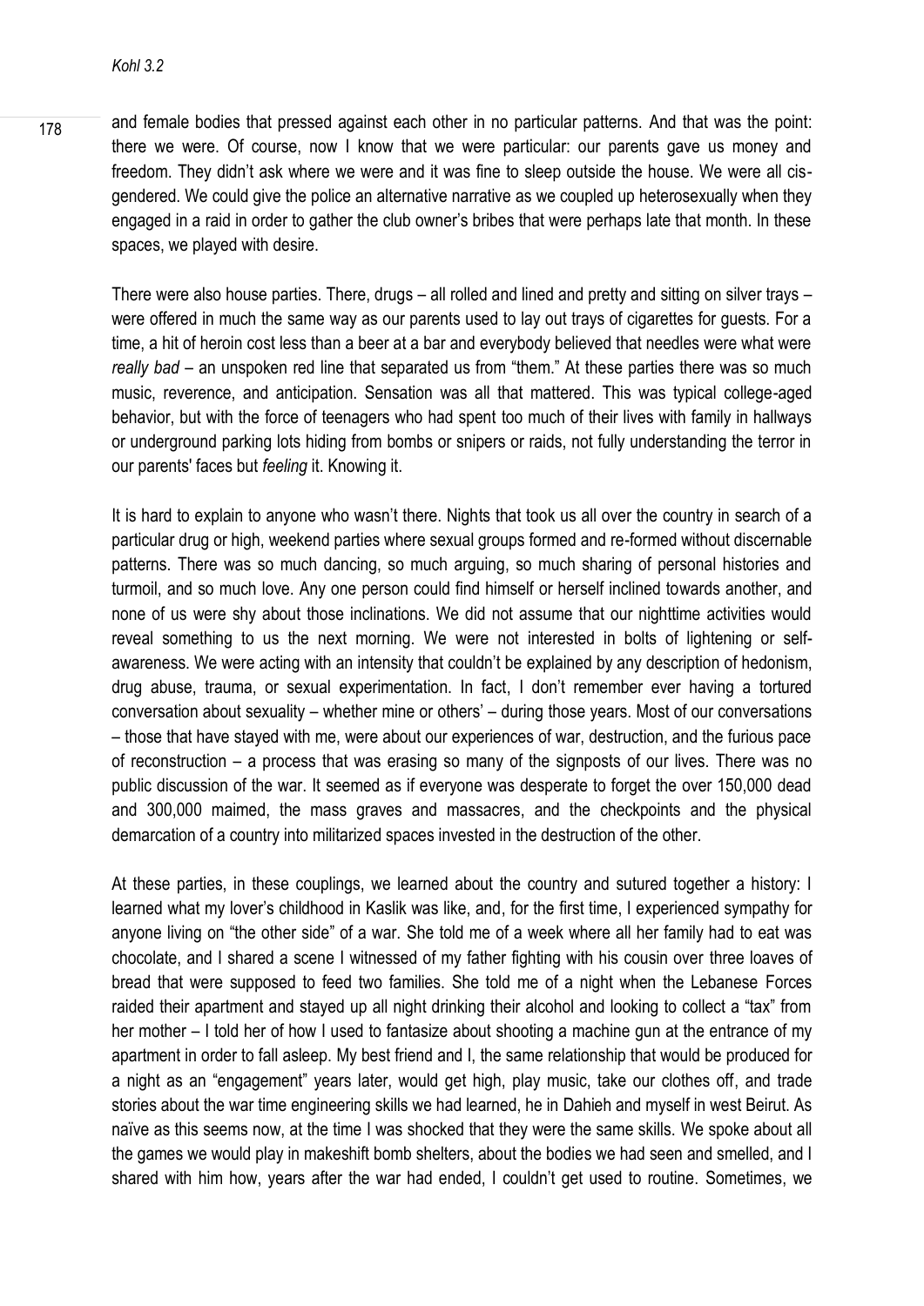and female bodies that pressed against each other in no particular patterns. And that was the point: there we were. Of course, now I know that we were particular: our parents gave us money and freedom. They didn't ask where we were and it was fine to sleep outside the house. We were all cis-gendered. We could give the police an alternative narrative as we coupled up heterosexually when they engaged in a raid in order to gather the club owner's bribes that were perhaps late that month. In these spaces, we played with desire.

There were also house parties. There, drugs – all rolled and lined and pretty and sitting on silver trays – were offered in much the same way as our parents used to lay out trays of cigarettes for guests. For a time, a hit of heroin cost less than a beer at a bar and everybody believed that needles were what were *really bad* – an unspoken red line that separated us from "them." At these parties there was so much music, reverence, and anticipation. Sensation was all that mattered. This was typical college-aged behavior, but with the force of teenagers who had spent too much of their lives with family in hallways or underground parking lots hiding from bombs or snipers or raids, not fully understanding the terror in our parents' faces but *feeling* it. Knowing it.

It is hard to explain to anyone who wasn't there. Nights that took us all over the country in search of a particular drug or high, weekend parties where sexual groups formed and re-formed without discernable patterns. There was so much dancing, so much arguing, so much sharing of personal histories and turmoil, and so much love. Any one person could find himself or herself inclined towards another, and none of us were shy about those inclinations. We did not assume that our nighttime activities would reveal something to us the next morning. We were not interested in bolts of lightening or self-awareness. We were acting with an intensity that couldn't be explained by any description of hedonism, drug abuse, trauma, or sexual experimentation. In fact, I don't remember ever having a tortured conversation about sexuality – whether mine or others' – during those years. Most of our conversations – those that have stayed with me, were about our experiences of war, destruction, and the furious pace of reconstruction – a process that was erasing so many of the signposts of our lives. There was no public discussion of the war. It seemed as if everyone was desperate to forget the over 150,000 dead and 300,000 maimed, the mass graves and massacres, and the checkpoints and the physical demarcation of a country into militarized spaces invested in the destruction of the other.

At these parties, in these couplings, we learned about the country and sutured together a history: I learned what my lover's childhood in Kaslik was like, and, for the first time, I experienced sympathy for anyone living on "the other side" of a war. She told me of a week where all her family had to eat was chocolate, and I shared a scene I witnessed of my father fighting with his cousin over three loaves of bread that were supposed to feed two families. She told me of a night when the Lebanese Forces raided their apartment and stayed up all night drinking their alcohol and looking to collect a "tax" from her mother – I told her of how I used to fantasize about shooting a machine gun at the entrance of my apartment in order to fall asleep. My best friend and I, the same relationship that would be produced for a night as an "engagement" years later, would get high, play music, take our clothes off, and trade stories about the war time engineering skills we had learned, he in Dahieh and myself in west Beirut. As naïve as this seems now, at the time I was shocked that they were the same skills. We spoke about all the games we would play in makeshift bomb shelters, about the bodies we had seen and smelled, and I shared with him how, years after the war had ended, I couldn't get used to routine. Sometimes, we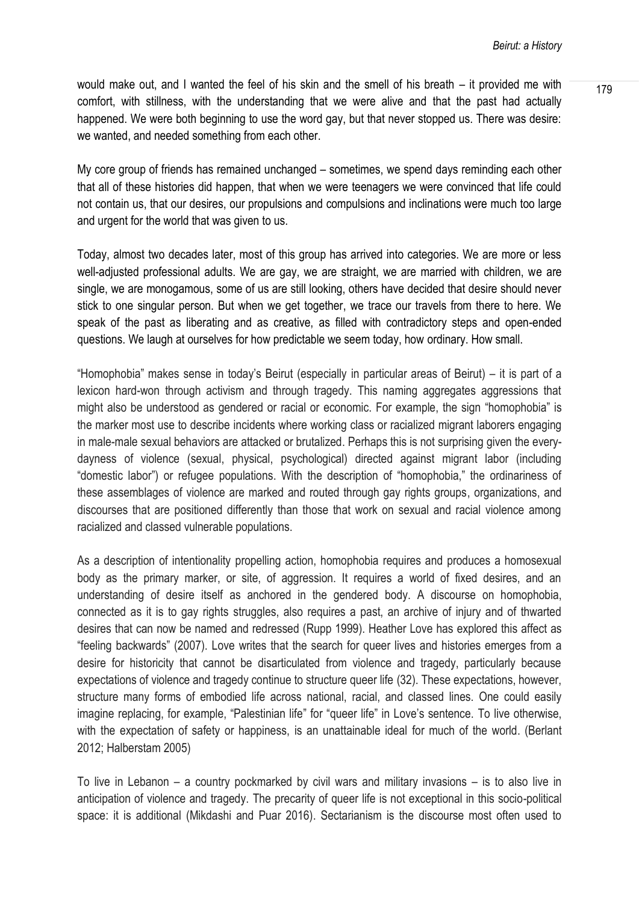would make out, and I wanted the feel of his skin and the smell of his breath – it provided me with comfort, with stillness, with the understanding that we were alive and that the past had actually happened. We were both beginning to use the word gay, but that never stopped us. There was desire: we wanted, and needed something from each other.

My core group of friends has remained unchanged – sometimes, we spend days reminding each other that all of these histories did happen, that when we were teenagers we were convinced that life could not contain us, that our desires, our propulsions and compulsions and inclinations were much too large and urgent for the world that was given to us.

Today, almost two decades later, most of this group has arrived into categories. We are more or less well-adjusted professional adults. We are gay, we are straight, we are married with children, we are single, we are monogamous, some of us are still looking, others have decided that desire should never stick to one singular person. But when we get together, we trace our travels from there to here. We speak of the past as liberating and as creative, as filled with contradictory steps and open-ended questions. We laugh at ourselves for how predictable we seem today, how ordinary. How small.

"Homophobia" makes sense in today's Beirut (especially in particular areas of Beirut) – it is part of a lexicon hard-won through activism and through tragedy. This naming aggregates aggressions that might also be understood as gendered or racial or economic. For example, the sign "homophobia" is the marker most use to describe incidents where working class or racialized migrant laborers engaging in male-male sexual behaviors are attacked or brutalized. Perhaps this is not surprising given the every-dayness of violence (sexual, physical, psychological) directed against migrant labor (including "domestic labor") or refugee populations. With the description of "homophobia," the ordinariness of these assemblages of violence are marked and routed through gay rights groups, organizations, and discourses that are positioned differently than those that work on sexual and racial violence among racialized and classed vulnerable populations.

As a description of intentionality propelling action, homophobia requires and produces a homosexual body as the primary marker, or site, of aggression. It requires a world of fixed desires, and an understanding of desire itself as anchored in the gendered body. A discourse on homophobia, connected as it is to gay rights struggles, also requires a past, an archive of injury and of thwarted desires that can now be named and redressed (Rupp 1999). Heather Love has explored this affect as "feeling backwards" (2007). Love writes that the search for queer lives and histories emerges from a desire for historicity that cannot be disarticulated from violence and tragedy, particularly because expectations of violence and tragedy continue to structure queer life (32). These expectations, however, structure many forms of embodied life across national, racial, and classed lines. One could easily imagine replacing, for example, "Palestinian life" for "queer life" in Love's sentence. To live otherwise, with the expectation of safety or happiness, is an unattainable ideal for much of the world. (Berlant 2012; Halberstam 2005)

To live in Lebanon – a country pockmarked by civil wars and military invasions – is to also live in anticipation of violence and tragedy. The precarity of queer life is not exceptional in this socio-political space: it is additional (Mikdashi and Puar 2016). Sectarianism is the discourse most often used to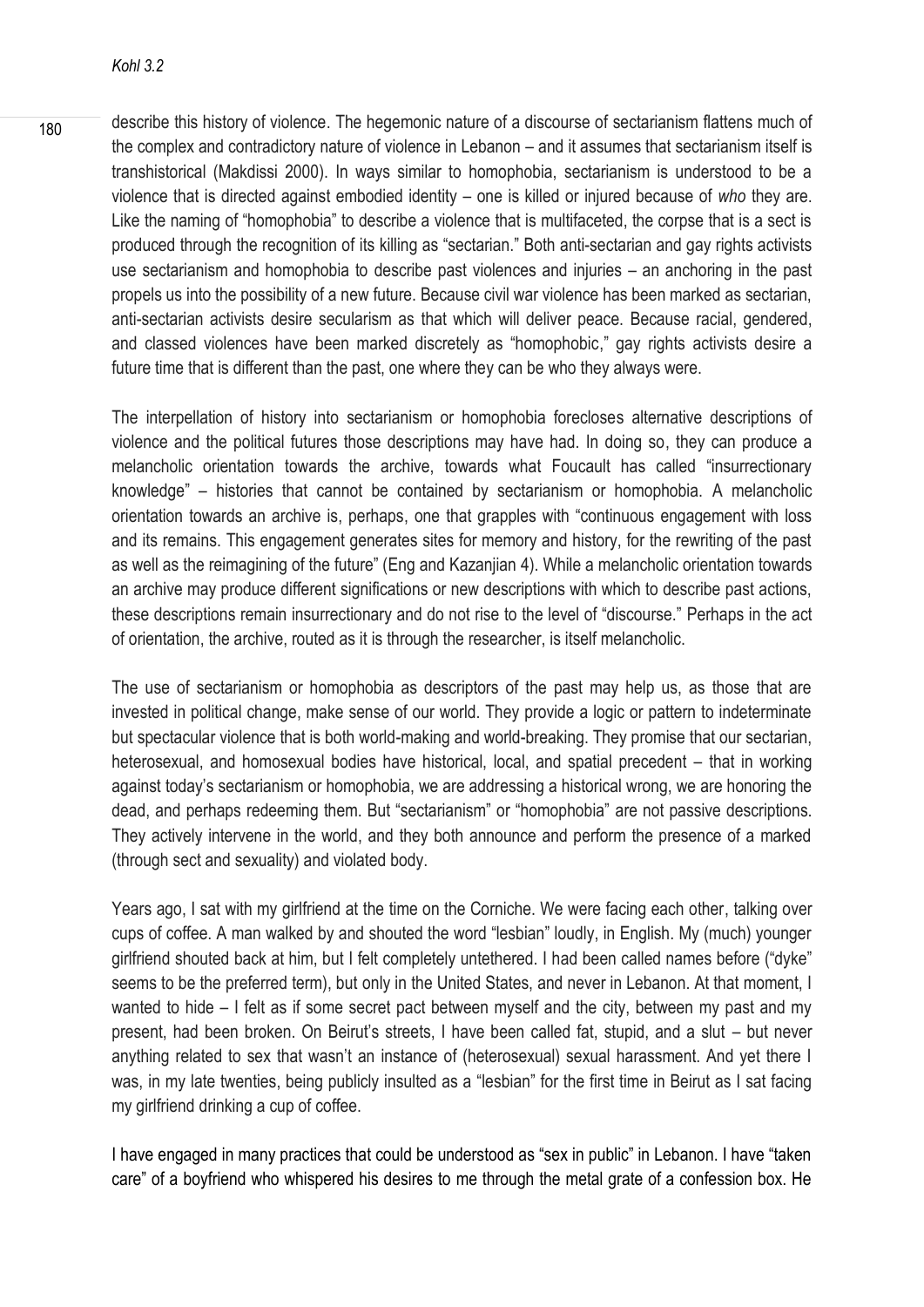describe this history of violence. The hegemonic nature of a discourse of sectarianism flattens much of the complex and contradictory nature of violence in Lebanon – and it assumes that sectarianism itself is transhistorical (Makdissi 2000). In ways similar to homophobia, sectarianism is understood to be a violence that is directed against embodied identity – one is killed or injured because of *who* they are. Like the naming of "homophobia" to describe a violence that is multifaceted, the corpse that is a sect is produced through the recognition of its killing as "sectarian." Both anti-sectarian and gay rights activists use sectarianism and homophobia to describe past violences and injuries – an anchoring in the past propels us into the possibility of a new future. Because civil war violence has been marked as sectarian, anti-sectarian activists desire secularism as that which will deliver peace. Because racial, gendered, and classed violences have been marked discretely as "homophobic," gay rights activists desire a future time that is different than the past, one where they can be who they always were.

The interpellation of history into sectarianism or homophobia forecloses alternative descriptions of violence and the political futures those descriptions may have had. In doing so, they can produce a melancholic orientation towards the archive, towards what Foucault has called "insurrectionary knowledge" – histories that cannot be contained by sectarianism or homophobia. A melancholic orientation towards an archive is, perhaps, one that grapples with "continuous engagement with loss and its remains. This engagement generates sites for memory and history, for the rewriting of the past as well as the reimagining of the future" (Eng and Kazanjian 4). While a melancholic orientation towards an archive may produce different significations or new descriptions with which to describe past actions, these descriptions remain insurrectionary and do not rise to the level of "discourse." Perhaps in the act of orientation, the archive, routed as it is through the researcher, is itself melancholic.

The use of sectarianism or homophobia as descriptors of the past may help us, as those that are invested in political change, make sense of our world. They provide a logic or pattern to indeterminate but spectacular violence that is both world-making and world-breaking. They promise that our sectarian, heterosexual, and homosexual bodies have historical, local, and spatial precedent – that in working against today's sectarianism or homophobia, we are addressing a historical wrong, we are honoring the dead, and perhaps redeeming them. But "sectarianism" or "homophobia" are not passive descriptions. They actively intervene in the world, and they both announce and perform the presence of a marked (through sect and sexuality) and violated body.

Years ago, I sat with my girlfriend at the time on the Corniche. We were facing each other, talking over cups of coffee. A man walked by and shouted the word "lesbian" loudly, in English. My (much) younger girlfriend shouted back at him, but I felt completely untethered. I had been called names before ("dyke" seems to be the preferred term), but only in the United States, and never in Lebanon. At that moment, I wanted to hide – I felt as if some secret pact between myself and the city, between my past and my present, had been broken. On Beirut's streets, I have been called fat, stupid, and a slut – but never anything related to sex that wasn't an instance of (heterosexual) sexual harassment. And yet there I was, in my late twenties, being publicly insulted as a "lesbian" for the first time in Beirut as I sat facing my girlfriend drinking a cup of coffee.

I have engaged in many practices that could be understood as "sex in public" in Lebanon. I have "taken care" of a boyfriend who whispered his desires to me through the metal grate of a confession box. He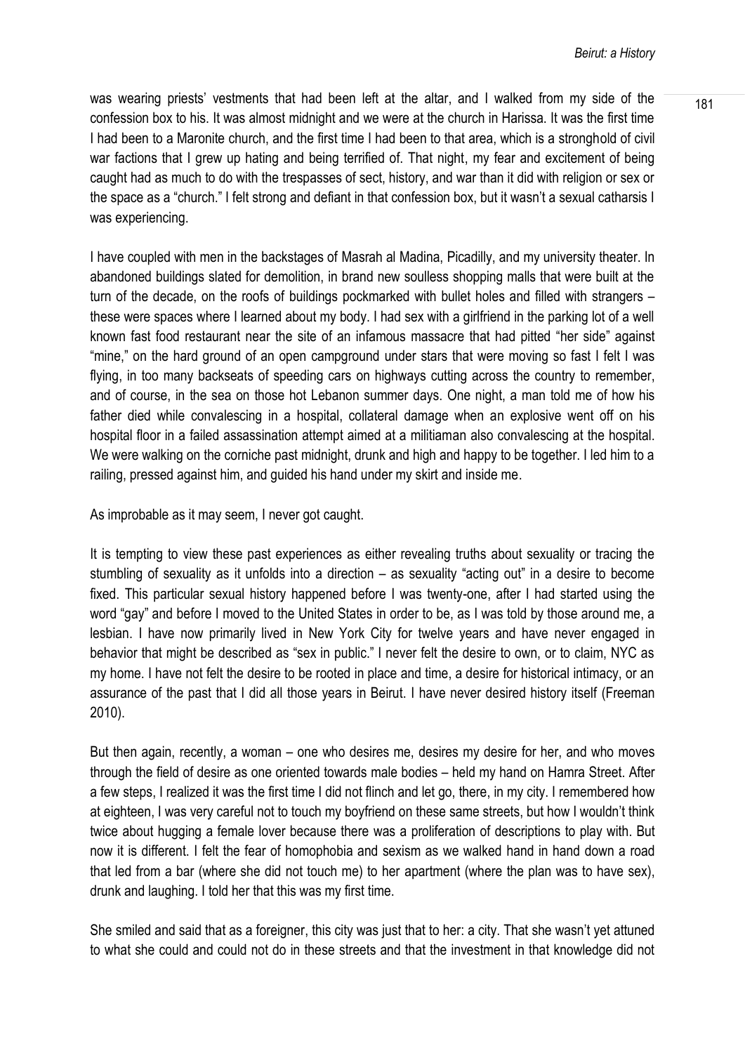was wearing priests' vestments that had been left at the altar, and I walked from my side of the confession box to his. It was almost midnight and we were at the church in Harissa. It was the first time I had been to a Maronite church, and the first time I had been to that area, which is a stronghold of civil war factions that I grew up hating and being terrified of. That night, my fear and excitement of being caught had as much to do with the trespasses of sect, history, and war than it did with religion or sex or the space as a "church." I felt strong and defiant in that confession box, but it wasn't a sexual catharsis I was experiencing.

I have coupled with men in the backstages of Masrah al Madina, Picadilly, and my university theater. In abandoned buildings slated for demolition, in brand new soulless shopping malls that were built at the turn of the decade, on the roofs of buildings pockmarked with bullet holes and filled with strangers – these were spaces where I learned about my body. I had sex with a girlfriend in the parking lot of a well known fast food restaurant near the site of an infamous massacre that had pitted "her side" against "mine," on the hard ground of an open campground under stars that were moving so fast I felt I was flying, in too many backseats of speeding cars on highways cutting across the country to remember, and of course, in the sea on those hot Lebanon summer days. One night, a man told me of how his father died while convalescing in a hospital, collateral damage when an explosive went off on his hospital floor in a failed assassination attempt aimed at a militiaman also convalescing at the hospital. We were walking on the corniche past midnight, drunk and high and happy to be together. I led him to a railing, pressed against him, and guided his hand under my skirt and inside me.

As improbable as it may seem, I never got caught.

It is tempting to view these past experiences as either revealing truths about sexuality or tracing the stumbling of sexuality as it unfolds into a direction – as sexuality "acting out" in a desire to become fixed. This particular sexual history happened before I was twenty-one, after I had started using the word "gay" and before I moved to the United States in order to be, as I was told by those around me, a lesbian. I have now primarily lived in New York City for twelve years and have never engaged in behavior that might be described as "sex in public." I never felt the desire to own, or to claim, NYC as my home. I have not felt the desire to be rooted in place and time, a desire for historical intimacy, or an assurance of the past that I did all those years in Beirut. I have never desired history itself (Freeman 2010).

But then again, recently, a woman – one who desires me, desires my desire for her, and who moves through the field of desire as one oriented towards male bodies – held my hand on Hamra Street. After a few steps, I realized it was the first time I did not flinch and let go, there, in my city. I remembered how at eighteen, I was very careful not to touch my boyfriend on these same streets, but how I wouldn't think twice about hugging a female lover because there was a proliferation of descriptions to play with. But now it is different. I felt the fear of homophobia and sexism as we walked hand in hand down a road that led from a bar (where she did not touch me) to her apartment (where the plan was to have sex), drunk and laughing. I told her that this was my first time.

She smiled and said that as a foreigner, this city was just that to her: a city. That she wasn't yet attuned to what she could and could not do in these streets and that the investment in that knowledge did not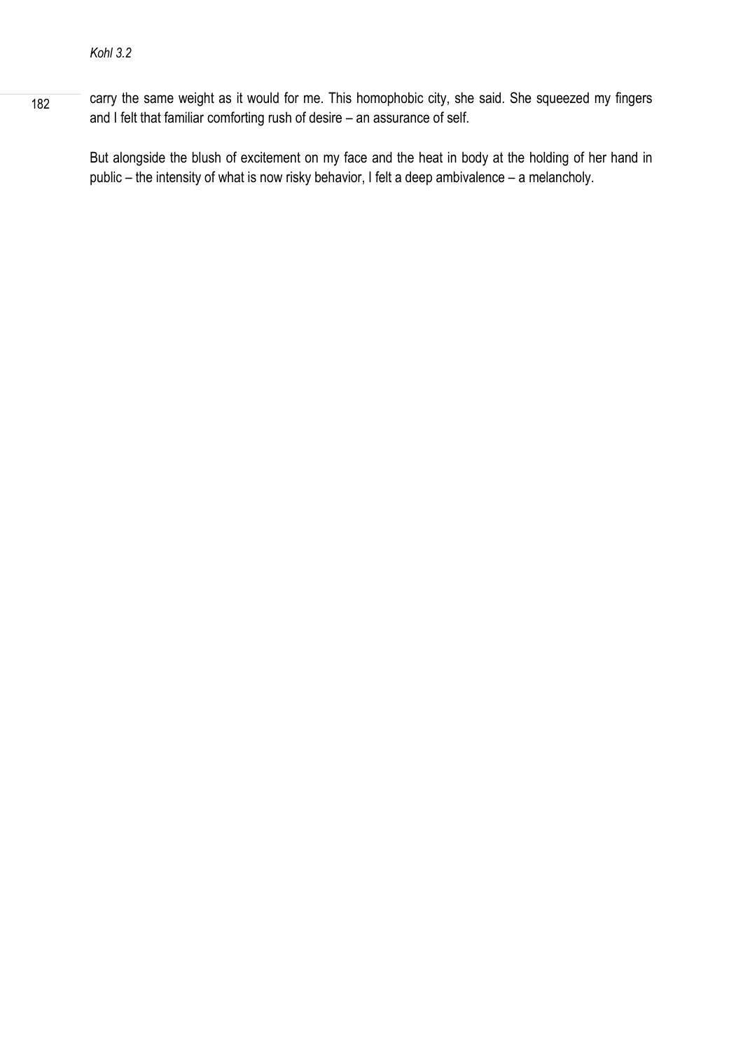carry the same weight as it would for me. This homophobic city, she said. She squeezed my fingers and I felt that familiar comforting rush of desire – an assurance of self.

But alongside the blush of excitement on my face and the heat in body at the holding of her hand in public – the intensity of what is now risky behavior, I felt a deep ambivalence – a melancholy.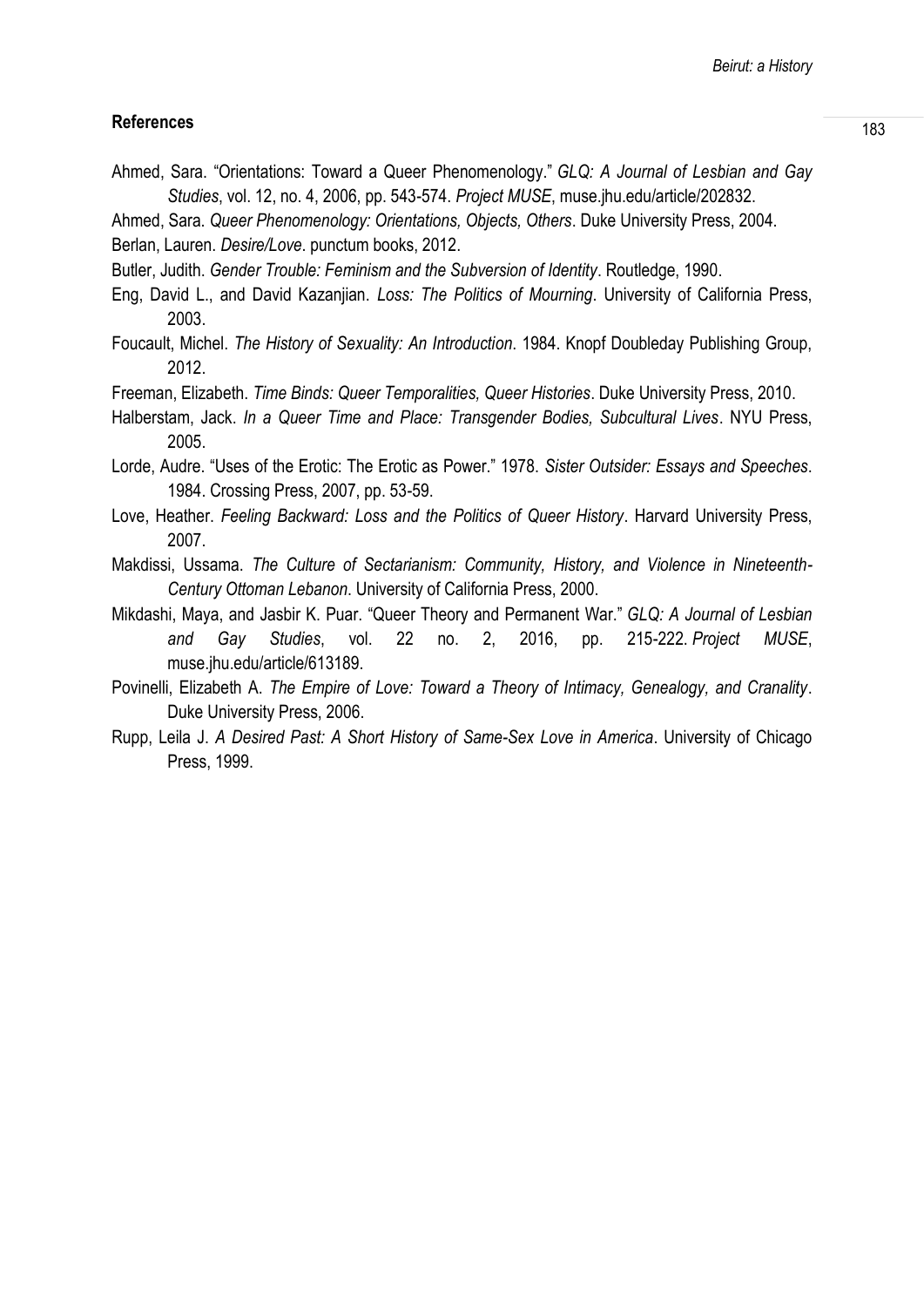## References

Ahmed, Sara. "Orientations: Toward a Queer Phenomenology." *GLQ: A Journal of Lesbian and Gay Studies*, vol. 12, no. 4, 2006, pp. 543-574. *Project MUSE*, muse.jhu.edu/article/202832.

Ahmed, Sara. *Queer Phenomenology: Orientations, Objects, Others*. Duke University Press, 2004.

Berlan, Lauren. *Desire/Love*. punctum books, 2012.

Butler, Judith. *Gender Trouble: Feminism and the Subversion of Identity*. Routledge, 1990.

Eng, David L., and David Kazanjian. *Loss: The Politics of Mourning*. University of California Press, 2003.

Foucault, Michel. *The History of Sexuality: An Introduction*. 1984. Knopf Doubleday Publishing Group, 2012.

Freeman, Elizabeth. *Time Binds: Queer Temporalities, Queer Histories*. Duke University Press, 2010.

Halberstam, Jack. *In a Queer Time and Place: Transgender Bodies, Subcultural Lives*. NYU Press, 2005.

Lorde, Audre. "Uses of the Erotic: The Erotic as Power." 1978. *Sister Outsider: Essays and Speeches*. 1984. Crossing Press, 2007, pp. 53-59.

Love, Heather. *Feeling Backward: Loss and the Politics of Queer History*. Harvard University Press, 2007.

Makdissi, Ussama. *The Culture of Sectarianism: Community, History, and Violence in Nineteenth-Century Ottoman Lebanon*. University of California Press, 2000.

Mikdashi, Maya, and Jasbir K. Puar. "Queer Theory and Permanent War." *GLQ: A Journal of Lesbian and Gay Studies*, vol. 22 no. 2, 2016, pp. 215-222. *Project MUSE*, muse.jhu.edu/article/613189.

Povinelli, Elizabeth A. *The Empire of Love: Toward a Theory of Intimacy, Genealogy, and Cranality*. Duke University Press, 2006.

Rupp, Leila J. *A Desired Past: A Short History of Same-Sex Love in America*. University of Chicago Press, 1999.